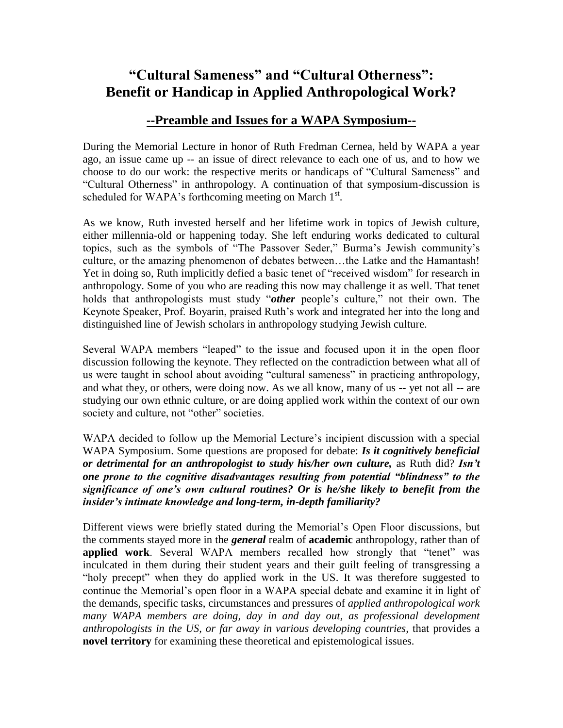# "Cultural Sameness" and "Cultural Otherness": Benefit or Handicap in Applied Anthropological Work?

## --Preamble and Issues for a WAPA Symposium--

During the Memorial Lecture in honor of Ruth Fredman Cernea, held by WAPA a year ago, an issue came up -- an issue of direct relevance to each one of us, and to how we choose to do our work: the respective merits or handicaps of "Cultural Sameness" and "Cultural Otherness" in anthropology. A continuation of that symposium-discussion is scheduled for WAPA's forthcoming meeting on March 1st.

As we know, Ruth invested herself and her lifetime work in topics of Jewish culture, either millennia-old or happening today. She left enduring works dedicated to cultural topics, such as the symbols of "The Passover Seder," Burma's Jewish community's culture, or the amazing phenomenon of debates between…the Latke and the Hamantash! Yet in doing so, Ruth implicitly defied a basic tenet of "received wisdom" for research in anthropology. Some of you who are reading this now may challenge it as well. That tenet holds that anthropologists must study "***other*** people's culture," not their own. The Keynote Speaker, Prof. Boyarin, praised Ruth's work and integrated her into the long and distinguished line of Jewish scholars in anthropology studying Jewish culture.

Several WAPA members "leaped" to the issue and focused upon it in the open floor discussion following the keynote. They reflected on the contradiction between what all of us were taught in school about avoiding "cultural sameness" in practicing anthropology, and what they, or others, were doing now. As we all know, many of us -- yet not all -- are studying our own ethnic culture, or are doing applied work within the context of our own society and culture, not "other" societies.

WAPA decided to follow up the Memorial Lecture's incipient discussion with a special WAPA Symposium. Some questions are proposed for debate: ***Is it cognitively beneficial or detrimental for an anthropologist to study his/her own culture,*** as Ruth did? ***Isn't one prone to the cognitive disadvantages resulting from potential "blindness" to the significance of one's own cultural routines? Or is he/she likely to benefit from the insider's intimate knowledge and long-term, in-depth familiarity?***

Different views were briefly stated during the Memorial's Open Floor discussions, but the comments stayed more in the ***general*** realm of **academic** anthropology, rather than of **applied work**. Several WAPA members recalled how strongly that "tenet" was inculcated in them during their student years and their guilt feeling of transgressing a "holy precept" when they do applied work in the US. It was therefore suggested to continue the Memorial's open floor in a WAPA special debate and examine it in light of the demands, specific tasks, circumstances and pressures of *applied anthropological work many WAPA members are doing, day in and day out, as professional development anthropologists in the US, or far away in various developing countries,* that provides a **novel territory** for examining these theoretical and epistemological issues.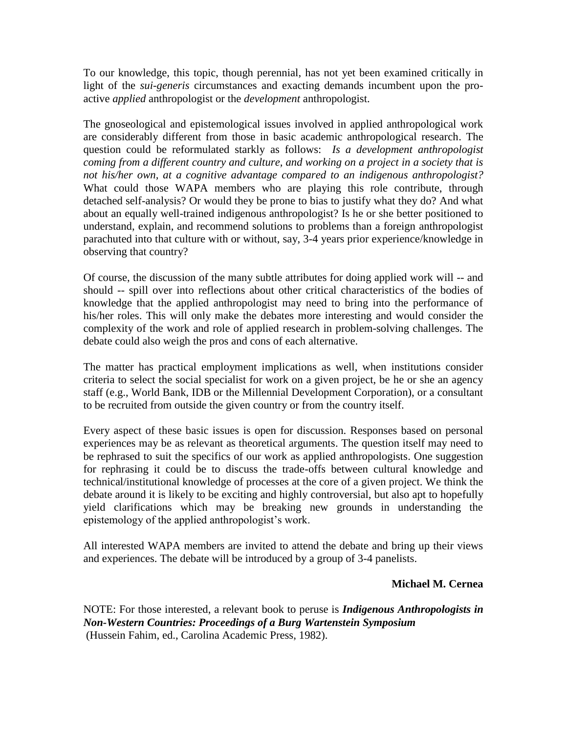To our knowledge, this topic, though perennial, has not yet been examined critically in light of the *sui-generis* circumstances and exacting demands incumbent upon the pro-active *applied* anthropologist or the *development* anthropologist.

The gnoseological and epistemological issues involved in applied anthropological work are considerably different from those in basic academic anthropological research. The question could be reformulated starkly as follows: *Is a development anthropologist coming from a different country and culture, and working on a project in a society that is not his/her own, at a cognitive advantage compared to an indigenous anthropologist?* What could those WAPA members who are playing this role contribute, through detached self-analysis? Or would they be prone to bias to justify what they do? And what about an equally well-trained indigenous anthropologist? Is he or she better positioned to understand, explain, and recommend solutions to problems than a foreign anthropologist parachuted into that culture with or without, say, 3-4 years prior experience/knowledge in observing that country?

Of course, the discussion of the many subtle attributes for doing applied work will -- and should -- spill over into reflections about other critical characteristics of the bodies of knowledge that the applied anthropologist may need to bring into the performance of his/her roles. This will only make the debates more interesting and would consider the complexity of the work and role of applied research in problem-solving challenges. The debate could also weigh the pros and cons of each alternative.

The matter has practical employment implications as well, when institutions consider criteria to select the social specialist for work on a given project, be he or she an agency staff (e.g., World Bank, IDB or the Millennial Development Corporation), or a consultant to be recruited from outside the given country or from the country itself.

Every aspect of these basic issues is open for discussion. Responses based on personal experiences may be as relevant as theoretical arguments. The question itself may need to be rephrased to suit the specifics of our work as applied anthropologists. One suggestion for rephrasing it could be to discuss the trade-offs between cultural knowledge and technical/institutional knowledge of processes at the core of a given project. We think the debate around it is likely to be exciting and highly controversial, but also apt to hopefully yield clarifications which may be breaking new grounds in understanding the epistemology of the applied anthropologist's work.

All interested WAPA members are invited to attend the debate and bring up their views and experiences. The debate will be introduced by a group of 3-4 panelists.

**Michael M. Cernea**

NOTE: For those interested, a relevant book to peruse is ***Indigenous Anthropologists in Non-Western Countries: Proceedings of a Burg Wartenstein Symposium*** (Hussein Fahim, ed., Carolina Academic Press, 1982).